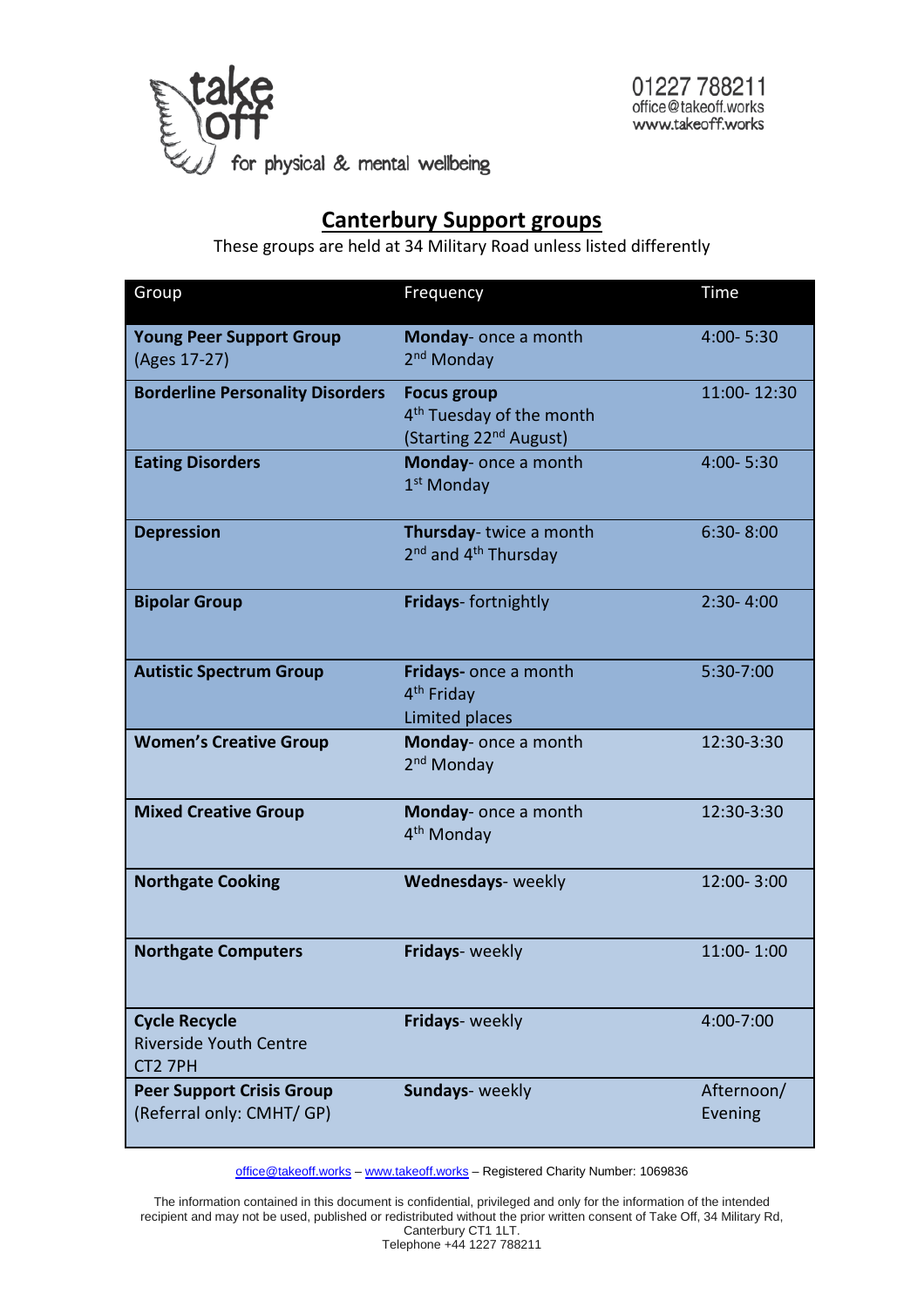take off
for physical & mental wellbeing

01227 788211
office@takeoff.works
www.takeoff.works

## Canterbury Support groups

These groups are held at 34 Military Road unless listed differently

| Group | Frequency | Time |
|---|---|---|
| **Young Peer Support Group** (Ages 17-27) | **Monday**- once a month 2nd Monday | 4:00- 5:30 |
| **Borderline Personality Disorders** | **Focus group** 4th Tuesday of the month (Starting 22nd August) | 11:00- 12:30 |
| **Eating Disorders** | **Monday**- once a month 1st Monday | 4:00- 5:30 |
| **Depression** | **Thursday**- twice a month 2nd and 4th Thursday | 6:30- 8:00 |
| **Bipolar Group** | **Fridays**- fortnightly | 2:30- 4:00 |
| **Autistic Spectrum Group** | **Fridays**- once a month 4th Friday Limited places | 5:30-7:00 |
| **Women's Creative Group** | **Monday**- once a month 2nd Monday | 12:30-3:30 |
| **Mixed Creative Group** | **Monday**- once a month 4th Monday | 12:30-3:30 |
| **Northgate Cooking** | **Wednesdays**- weekly | 12:00- 3:00 |
| **Northgate Computers** | **Fridays**- weekly | 11:00- 1:00 |
| **Cycle Recycle** Riverside Youth Centre CT2 7PH | **Fridays**- weekly | 4:00-7:00 |
| **Peer Support Crisis Group** (Referral only: CMHT/ GP) | **Sundays**- weekly | Afternoon/ Evening |

office@takeoff.works – www.takeoff.works – Registered Charity Number: 1069836

The information contained in this document is confidential, privileged and only for the information of the intended recipient and may not be used, published or redistributed without the prior written consent of Take Off, 34 Military Rd, Canterbury CT1 1LT.
Telephone +44 1227 788211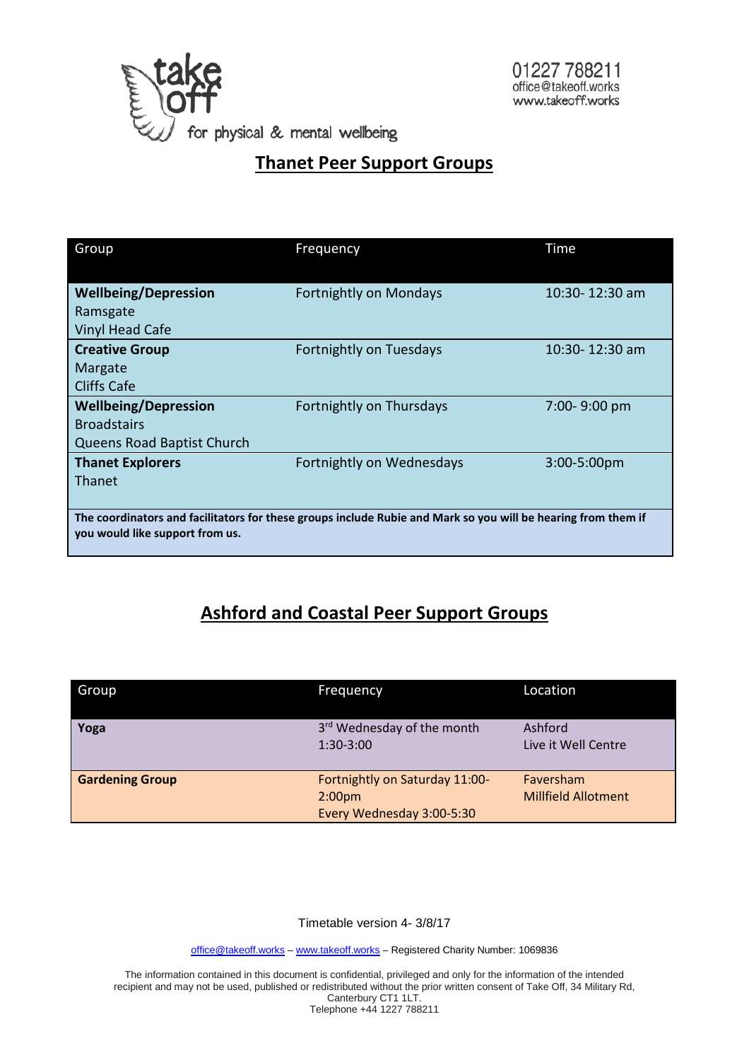take off
for physical & mental wellbeing

01227 788211
office@takeoff.works
www.takeoff.works

## Thanet Peer Support Groups

| Group | Frequency | Time |
|---|---|---|
| **Wellbeing/Depression**<br>Ramsgate<br>Vinyl Head Cafe | Fortnightly on Mondays | 10:30- 12:30 am |
| **Creative Group**<br>Margate<br>Cliffs Cafe | Fortnightly on Tuesdays | 10:30- 12:30 am |
| **Wellbeing/Depression**<br>Broadstairs<br>Queens Road Baptist Church | Fortnightly on Thursdays | 7:00- 9:00 pm |
| **Thanet Explorers**<br>Thanet | Fortnightly on Wednesdays | 3:00-5:00pm |
| **The coordinators and facilitators for these groups include Rubie and Mark so you will be hearing from them if you would like support from us.** | | |

## Ashford and Coastal Peer Support Groups

| Group | Frequency | Location |
|---|---|---|
| **Yoga** | 3rd Wednesday of the month<br>1:30-3:00 | Ashford<br>Live it Well Centre |
| **Gardening Group** | Fortnightly on Saturday 11:00-2:00pm<br>Every Wednesday 3:00-5:30 | Faversham<br>Millfield Allotment |

Timetable version 4- 3/8/17

office@takeoff.works – www.takeoff.works – Registered Charity Number: 1069836

The information contained in this document is confidential, privileged and only for the information of the intended recipient and may not be used, published or redistributed without the prior written consent of Take Off, 34 Military Rd, Canterbury CT1 1LT.
Telephone +44 1227 788211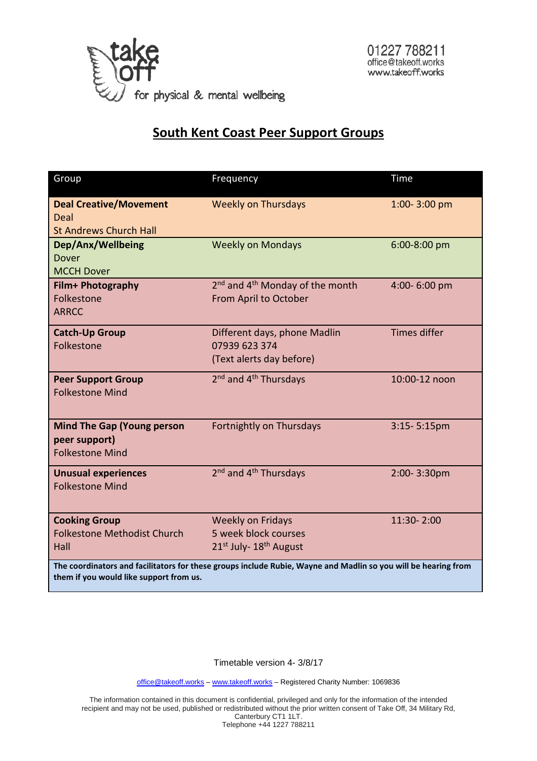take off
for physical & mental wellbeing

01227 788211
office@takeoff.works
www.takeoff.works

## South Kent Coast Peer Support Groups

| Group | Frequency | Time |
|---|---|---|
| **Deal Creative/Movement**<br>Deal<br>St Andrews Church Hall | Weekly on Thursdays | 1:00- 3:00 pm |
| **Dep/Anx/Wellbeing**<br>Dover<br>MCCH Dover | Weekly on Mondays | 6:00-8:00 pm |
| **Film+ Photography**<br>Folkestone<br>ARRCC | 2nd and 4th Monday of the month<br>From April to October | 4:00- 6:00 pm |
| **Catch-Up Group**<br>Folkestone | Different days, phone Madlin<br>07939 623 374<br>(Text alerts day before) | Times differ |
| **Peer Support Group**<br>Folkestone Mind | 2nd and 4th Thursdays | 10:00-12 noon |
| **Mind The Gap (Young person peer support)**<br>Folkestone Mind | Fortnightly on Thursdays | 3:15- 5:15pm |
| **Unusual experiences**<br>Folkestone Mind | 2nd and 4th Thursdays | 2:00- 3:30pm |
| **Cooking Group**<br>Folkestone Methodist Church Hall | Weekly on Fridays<br>5 week block courses<br>21st July- 18th August | 11:30- 2:00 |
| **The coordinators and facilitators for these groups include Rubie, Wayne and Madlin so you will be hearing from them if you would like support from us.** | | |

Timetable version 4- 3/8/17

office@takeoff.works – www.takeoff.works – Registered Charity Number: 1069836

The information contained in this document is confidential, privileged and only for the information of the intended recipient and may not be used, published or redistributed without the prior written consent of Take Off, 34 Military Rd, Canterbury CT1 1LT.
Telephone +44 1227 788211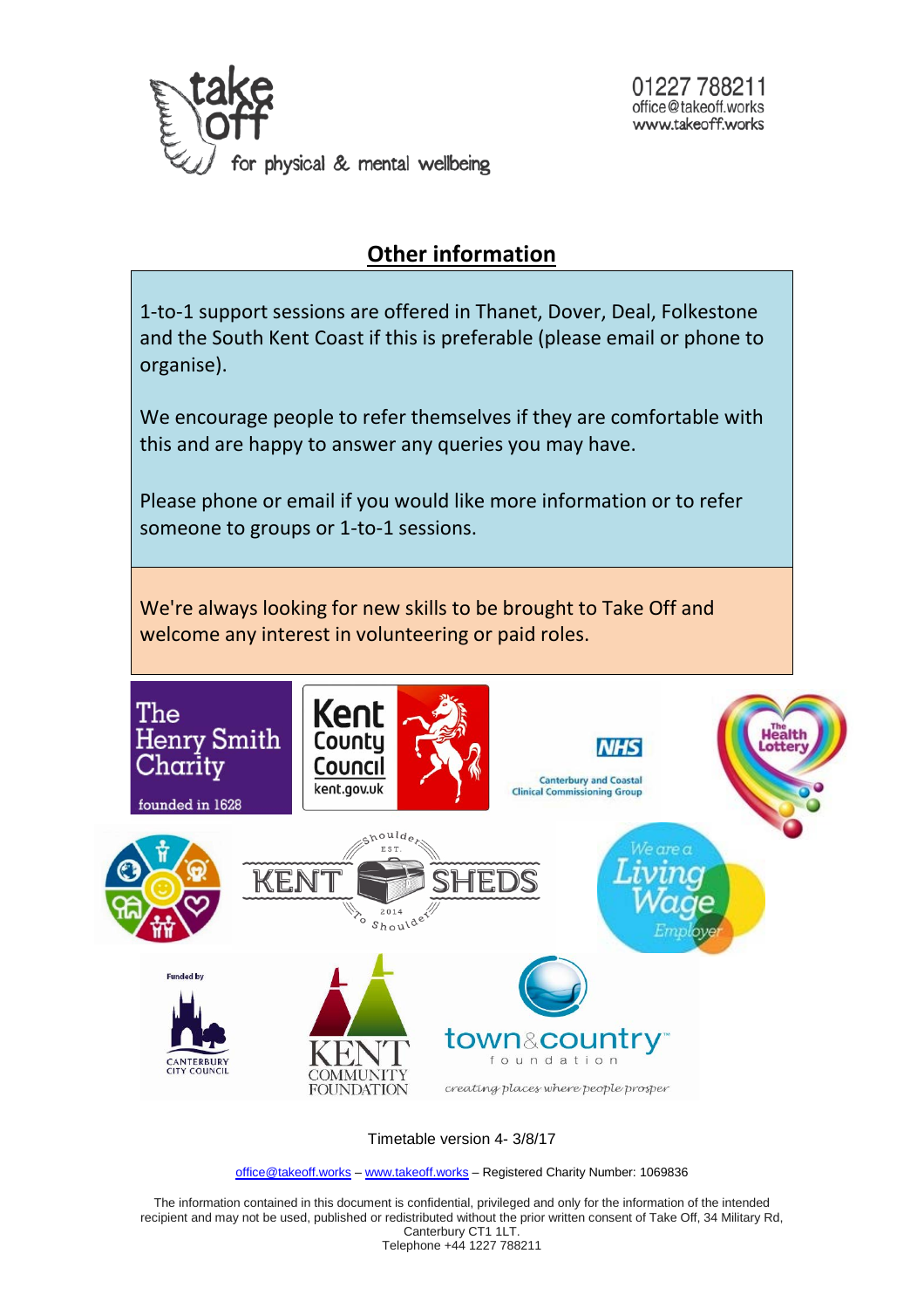## Other information

1-to-1 support sessions are offered in Thanet, Dover, Deal, Folkestone and the South Kent Coast if this is preferable (please email or phone to organise).

We encourage people to refer themselves if they are comfortable with this and are happy to answer any queries you may have.

Please phone or email if you would like more information or to refer someone to groups or 1-to-1 sessions.

We're always looking for new skills to be brought to Take Off and welcome any interest in volunteering or paid roles.

Timetable version 4- 3/8/17

office@takeoff.works – www.takeoff.works – Registered Charity Number: 1069836

The information contained in this document is confidential, privileged and only for the information of the intended recipient and may not be used, published or redistributed without the prior written consent of Take Off, 34 Military Rd, Canterbury CT1 1LT.
Telephone +44 1227 788211